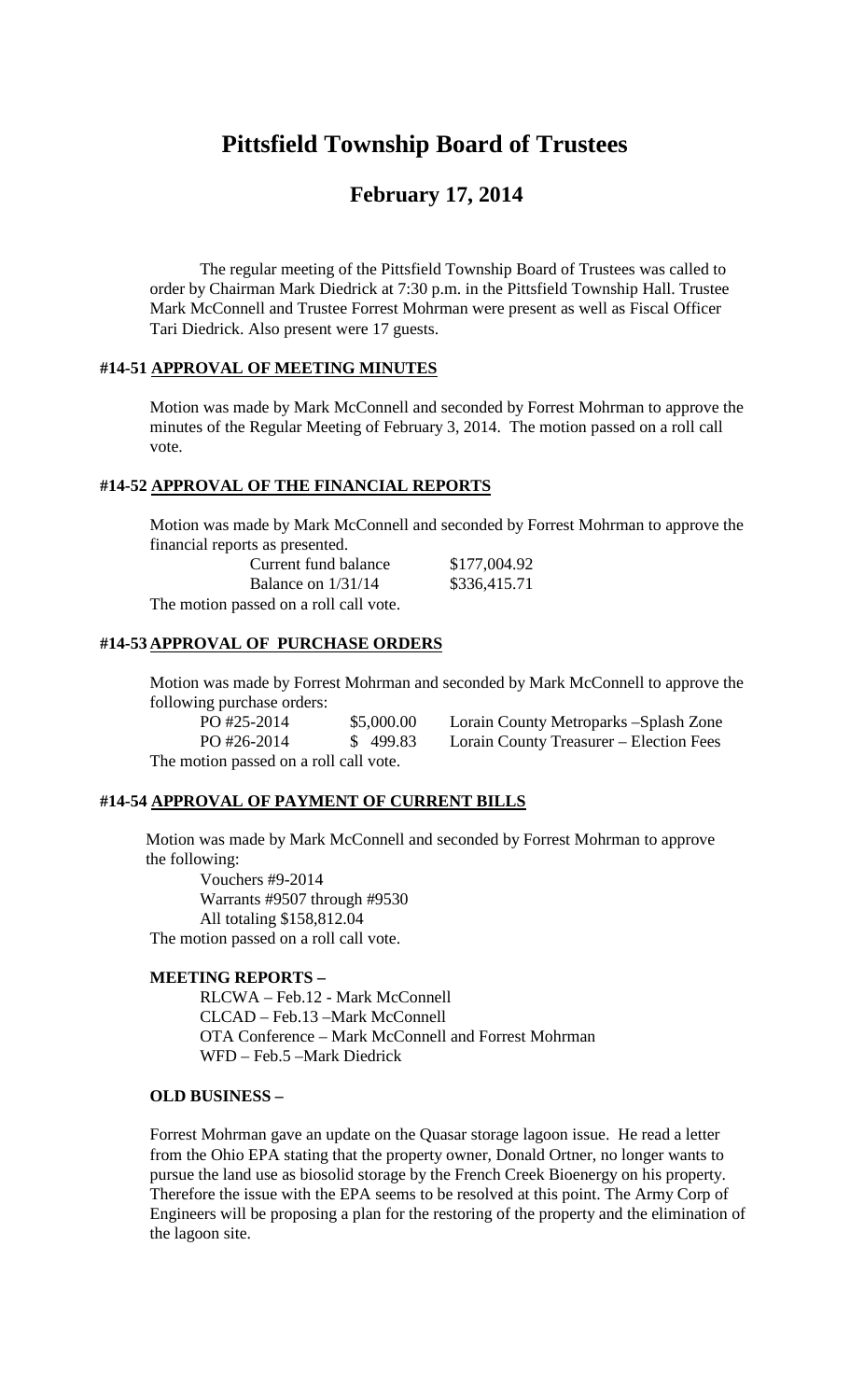# Pittsfield Township Board of Trustees

## February 17, 2014

The regular meeting of the Pittsfield Township Board of Trustees was called to order by Chairman Mark Diedrick at 7:30 p.m. in the Pittsfield Township Hall. Trustee Mark McConnell and Trustee Forrest Mohrman were present as well as Fiscal Officer Tari Diedrick. Also present were 17 guests.

### #14-51 APPROVAL OF MEETING MINUTES

Motion was made by Mark McConnell and seconded by Forrest Mohrman to approve the minutes of the Regular Meeting of February 3, 2014. The motion passed on a roll call vote.

### #14-52 APPROVAL OF THE FINANCIAL REPORTS

Motion was made by Mark McConnell and seconded by Forrest Mohrman to approve the financial reports as presented.

| | |
|---|---|
| Current fund balance | $177,004.92 |
| Balance on 1/31/14 | $336,415.71 |

The motion passed on a roll call vote.

### #14-53 APPROVAL OF PURCHASE ORDERS

Motion was made by Forrest Mohrman and seconded by Mark McConnell to approve the following purchase orders:

| | | |
|---|---|---|
| PO #25-2014 | $5,000.00 | Lorain County Metroparks –Splash Zone |
| PO #26-2014 | $ 499.83 | Lorain County Treasurer – Election Fees |

The motion passed on a roll call vote.

### #14-54 APPROVAL OF PAYMENT OF CURRENT BILLS

Motion was made by Mark McConnell and seconded by Forrest Mohrman to approve the following:

Vouchers #9-2014
Warrants #9507 through #9530
All totaling $158,812.04

The motion passed on a roll call vote.

### MEETING REPORTS –

RLCWA – Feb.12 - Mark McConnell
CLCAD – Feb.13 –Mark McConnell
OTA Conference – Mark McConnell and Forrest Mohrman
WFD – Feb.5 –Mark Diedrick

### OLD BUSINESS –

Forrest Mohrman gave an update on the Quasar storage lagoon issue. He read a letter from the Ohio EPA stating that the property owner, Donald Ortner, no longer wants to pursue the land use as biosolid storage by the French Creek Bioenergy on his property. Therefore the issue with the EPA seems to be resolved at this point. The Army Corp of Engineers will be proposing a plan for the restoring of the property and the elimination of the lagoon site.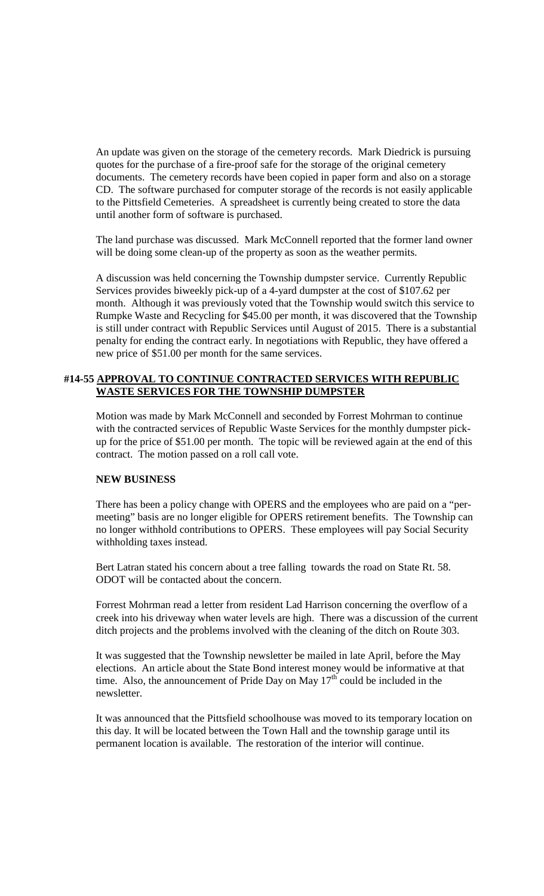An update was given on the storage of the cemetery records. Mark Diedrick is pursuing quotes for the purchase of a fire-proof safe for the storage of the original cemetery documents. The cemetery records have been copied in paper form and also on a storage CD. The software purchased for computer storage of the records is not easily applicable to the Pittsfield Cemeteries. A spreadsheet is currently being created to store the data until another form of software is purchased.

The land purchase was discussed. Mark McConnell reported that the former land owner will be doing some clean-up of the property as soon as the weather permits.

A discussion was held concerning the Township dumpster service. Currently Republic Services provides biweekly pick-up of a 4-yard dumpster at the cost of $107.62 per month. Although it was previously voted that the Township would switch this service to Rumpke Waste and Recycling for $45.00 per month, it was discovered that the Township is still under contract with Republic Services until August of 2015. There is a substantial penalty for ending the contract early. In negotiations with Republic, they have offered a new price of $51.00 per month for the same services.

**#14-55 <u>APPROVAL TO CONTINUE CONTRACTED SERVICES WITH REPUBLIC WASTE SERVICES FOR THE TOWNSHIP DUMPSTER</u>**

Motion was made by Mark McConnell and seconded by Forrest Mohrman to continue with the contracted services of Republic Waste Services for the monthly dumpster pick-up for the price of $51.00 per month. The topic will be reviewed again at the end of this contract. The motion passed on a roll call vote.

**NEW BUSINESS**

There has been a policy change with OPERS and the employees who are paid on a "per-meeting" basis are no longer eligible for OPERS retirement benefits. The Township can no longer withhold contributions to OPERS. These employees will pay Social Security withholding taxes instead.

Bert Latran stated his concern about a tree falling towards the road on State Rt. 58. ODOT will be contacted about the concern.

Forrest Mohrman read a letter from resident Lad Harrison concerning the overflow of a creek into his driveway when water levels are high. There was a discussion of the current ditch projects and the problems involved with the cleaning of the ditch on Route 303.

It was suggested that the Township newsletter be mailed in late April, before the May elections. An article about the State Bond interest money would be informative at that time. Also, the announcement of Pride Day on May 17th could be included in the newsletter.

It was announced that the Pittsfield schoolhouse was moved to its temporary location on this day. It will be located between the Town Hall and the township garage until its permanent location is available. The restoration of the interior will continue.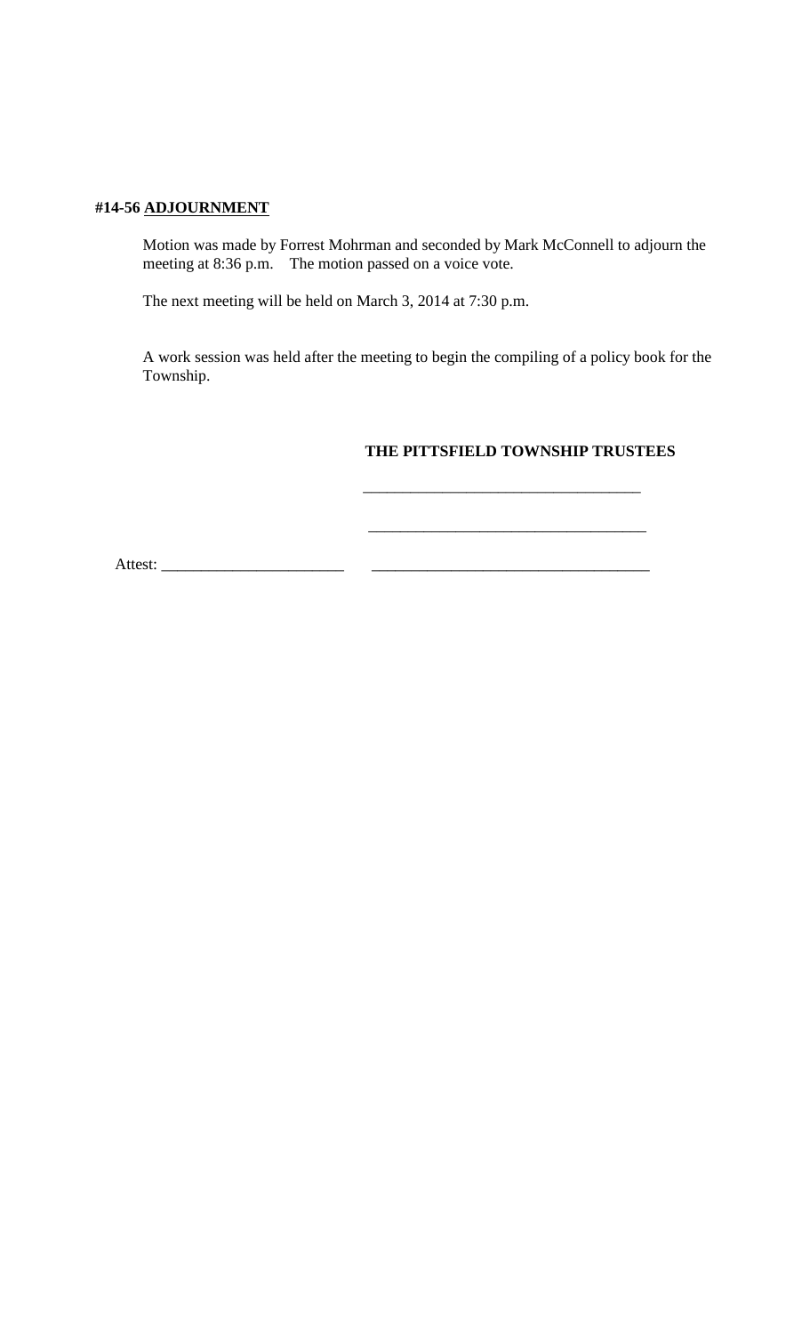**#14-56 ADJOURNMENT**

Motion was made by Forrest Mohrman and seconded by Mark McConnell to adjourn the meeting at 8:36 p.m. The motion passed on a voice vote.

The next meeting will be held on March 3, 2014 at 7:30 p.m.

A work session was held after the meeting to begin the compiling of a policy book for the Township.

**THE PITTSFIELD TOWNSHIP TRUSTEES**

___________________________________

___________________________________

Attest: _______________________ ___________________________________